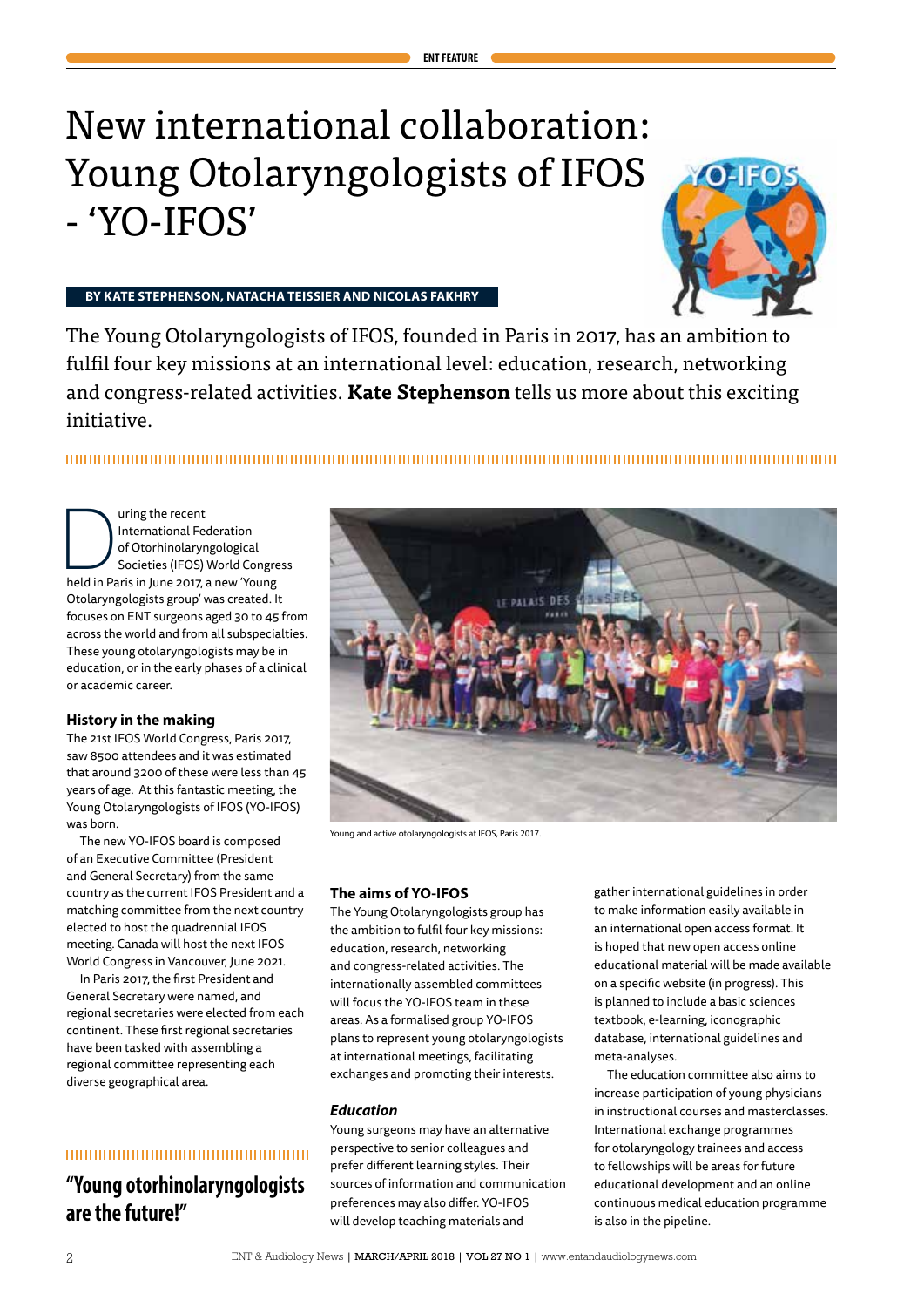# New international collaboration: Young Otolaryngologists of IFOS - 'YO-IFOS'

**BY KATE STEPHENSON, NATACHA TEISSIER AND NICOLAS FAKHRY**

The Young Otolaryngologists of IFOS, founded in Paris in 2017, has an ambition to fulfil four key missions at an international level: education, research, networking and congress-related activities. **Kate Stephenson** tells us more about this exciting initiative.

During the recent International Federation of Otorhinolaryngological Societies (IFOS) World Congress held in Paris in June 2017, a new 'Young Otolaryngologists group' was created. It focuses on ENT surgeons aged 30 to 45 from across the world and from all subspecialties. These young otolaryngologists may be in education, or in the early phases of a clinical or academic career.

## History in the making

The 21st IFOS World Congress, Paris 2017, saw 8500 attendees and it was estimated that around 3200 of these were less than 45 years of age. At this fantastic meeting, the Young Otolaryngologists of IFOS (YO-IFOS) was born.

The new YO-IFOS board is composed of an Executive Committee (President and General Secretary) from the same country as the current IFOS President and a matching committee from the next country elected to host the quadrennial IFOS meeting. Canada will host the next IFOS World Congress in Vancouver, June 2021.

In Paris 2017, the first President and General Secretary were named, and regional secretaries were elected from each continent. These first regional secretaries have been tasked with assembling a regional committee representing each diverse geographical area.

> **"Young otorhinolaryngologists are the future!"**

Young and active otolaryngologists at IFOS, Paris 2017.

## The aims of YO-IFOS

The Young Otolaryngologists group has the ambition to fulfil four key missions: education, research, networking and congress-related activities. The internationally assembled committees will focus the YO-IFOS team in these areas. As a formalised group YO-IFOS plans to represent young otolaryngologists at international meetings, facilitating exchanges and promoting their interests.

### *Education*

Young surgeons may have an alternative perspective to senior colleagues and prefer different learning styles. Their sources of information and communication preferences may also differ. YO-IFOS will develop teaching materials and gather international guidelines in order to make information easily available in an international open access format. It is hoped that new open access online educational material will be made available on a specific website (in progress). This is planned to include a basic sciences textbook, e-learning, iconographic database, international guidelines and meta-analyses.

The education committee also aims to increase participation of young physicians in instructional courses and masterclasses. International exchange programmes for otolaryngology trainees and access to fellowships will be areas for future educational development and an online continuous medical education programme is also in the pipeline.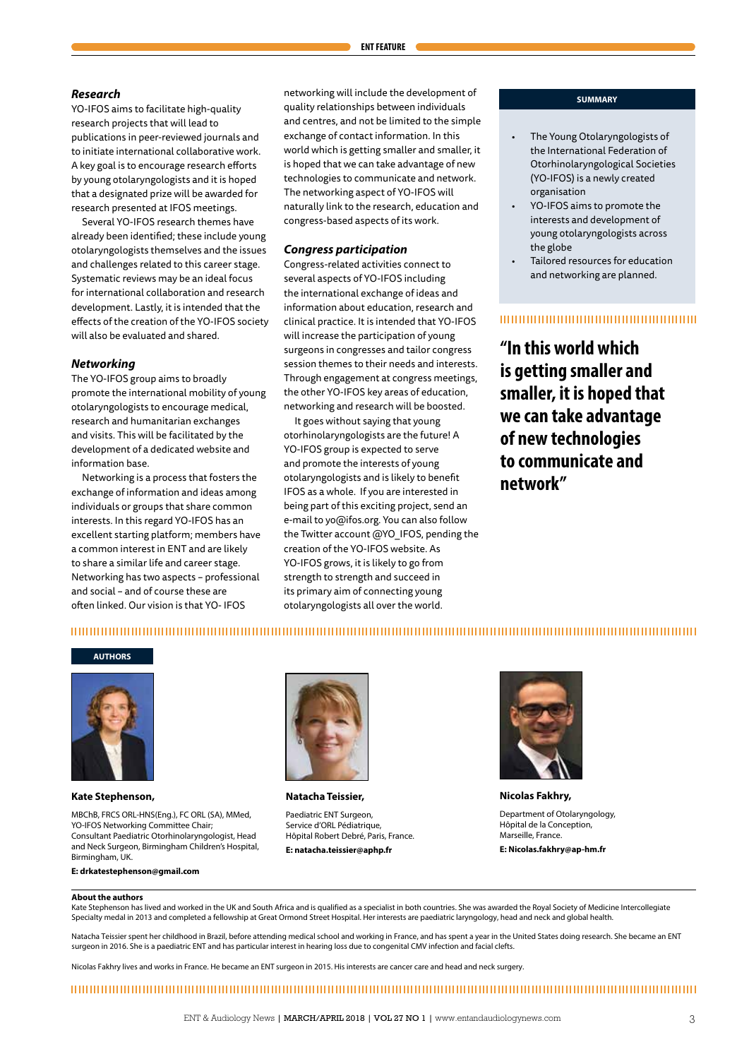### *Research*

YO-IFOS aims to facilitate high-quality research projects that will lead to publications in peer-reviewed journals and to initiate international collaborative work. A key goal is to encourage research efforts by young otolaryngologists and it is hoped that a designated prize will be awarded for research presented at IFOS meetings.

Several YO-IFOS research themes have already been identified; these include young otolaryngologists themselves and the issues and challenges related to this career stage. Systematic reviews may be an ideal focus for international collaboration and research development. Lastly, it is intended that the effects of the creation of the YO-IFOS society will also be evaluated and shared.

### *Networking*

The YO-IFOS group aims to broadly promote the international mobility of young otolaryngologists to encourage medical, research and humanitarian exchanges and visits. This will be facilitated by the development of a dedicated website and information base.

Networking is a process that fosters the exchange of information and ideas among individuals or groups that share common interests. In this regard YO-IFOS has an excellent starting platform; members have a common interest in ENT and are likely to share a similar life and career stage. Networking has two aspects – professional and social – and of course these are often linked. Our vision is that YO- IFOS networking will include the development of quality relationships between individuals and centres, and not be limited to the simple exchange of contact information. In this world which is getting smaller and smaller, it is hoped that we can take advantage of new technologies to communicate and network. The networking aspect of YO-IFOS will naturally link to the research, education and congress-based aspects of its work.

### *Congress participation*

Congress-related activities connect to several aspects of YO-IFOS including the international exchange of ideas and information about education, research and clinical practice. It is intended that YO-IFOS will increase the participation of young surgeons in congresses and tailor congress session themes to their needs and interests. Through engagement at congress meetings, the other YO-IFOS key areas of education, networking and research will be boosted.

It goes without saying that young otorhinolaryngologists are the future! A YO-IFOS group is expected to serve and promote the interests of young otolaryngologists and is likely to benefit IFOS as a whole. If you are interested in being part of this exciting project, send an e-mail to yo@ifos.org. You can also follow the Twitter account @YO_IFOS, pending the creation of the YO-IFOS website. As YO-IFOS grows, it is likely to go from strength to strength and succeed in its primary aim of connecting young otolaryngologists all over the world.

**SUMMARY**

- The Young Otolaryngologists of the International Federation of Otorhinolaryngological Societies (YO-IFOS) is a newly created organisation
- YO-IFOS aims to promote the interests and development of young otolaryngologists across the globe
- Tailored resources for education and networking are planned.

**"In this world which is getting smaller and smaller, it is hoped that we can take advantage of new technologies to communicate and network"**

**AUTHORS**

**Kate Stephenson,**

MBChB, FRCS ORL-HNS(Eng.), FC ORL (SA), MMed, YO-IFOS Networking Committee Chair; Consultant Paediatric Otorhinolaryngologist, Head and Neck Surgeon, Birmingham Children's Hospital, Birmingham, UK.

**E: drkatestephenson@gmail.com**

**Natacha Teissier,**

Paediatric ENT Surgeon, Service d'ORL Pédiatrique, Hôpital Robert Debré, Paris, France.

**E: natacha.teissier@aphp.fr**

**Nicolas Fakhry,**

Department of Otolaryngology, Hôpital de la Conception, Marseille, France.

**E: Nicolas.fakhry@ap-hm.fr**

**About the authors**

Kate Stephenson has lived and worked in the UK and South Africa and is qualified as a specialist in both countries. She was awarded the Royal Society of Medicine Intercollegiate Specialty medal in 2013 and completed a fellowship at Great Ormond Street Hospital. Her interests are paediatric laryngology, head and neck and global health.

Natacha Teissier spent her childhood in Brazil, before attending medical school and working in France, and has spent a year in the United States doing research. She became an ENT surgeon in 2016. She is a paediatric ENT and has particular interest in hearing loss due to congenital CMV infection and facial clefts.

Nicolas Fakhry lives and works in France. He became an ENT surgeon in 2015. His interests are cancer care and head and neck surgery.